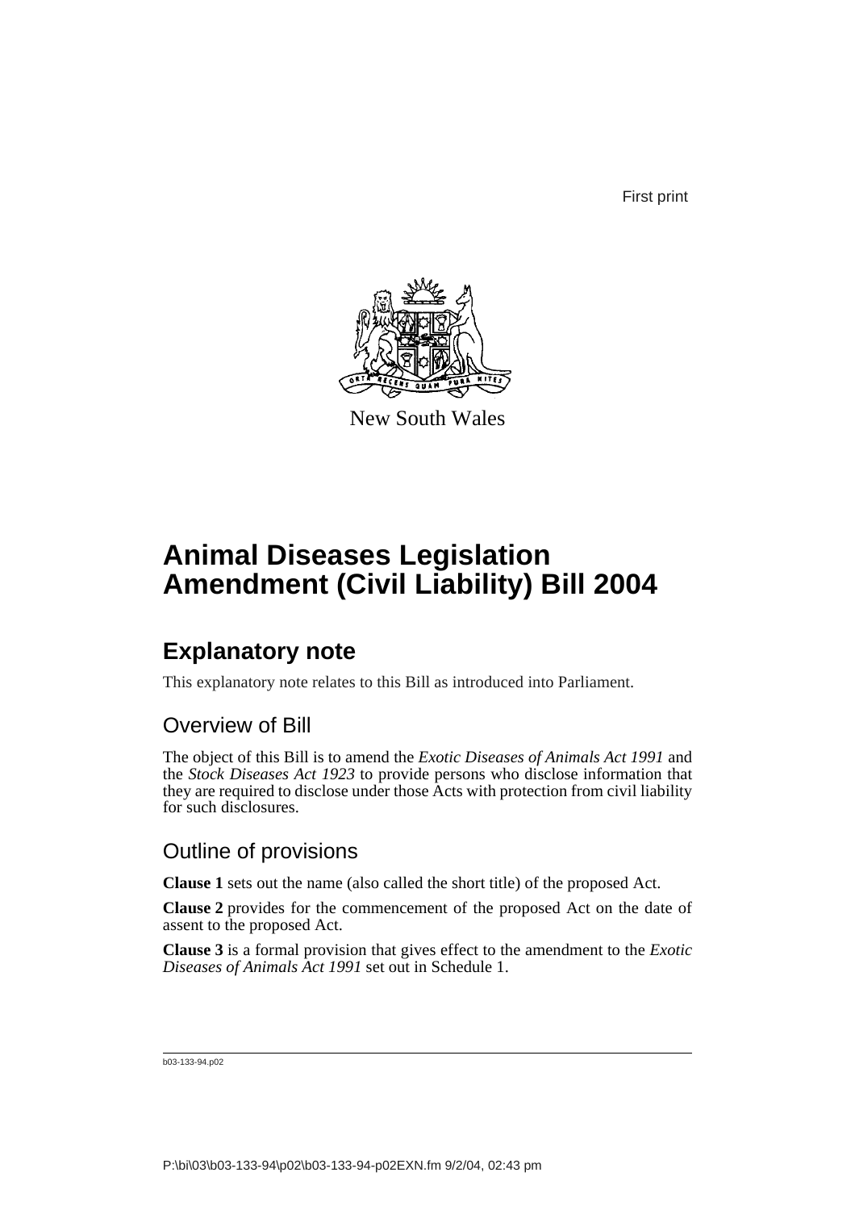First print

New South Wales

# Animal Diseases Legislation Amendment (Civil Liability) Bill 2004

## Explanatory note

This explanatory note relates to this Bill as introduced into Parliament.

### Overview of Bill

The object of this Bill is to amend the *Exotic Diseases of Animals Act 1991* and the *Stock Diseases Act 1923* to provide persons who disclose information that they are required to disclose under those Acts with protection from civil liability for such disclosures.

### Outline of provisions

**Clause 1** sets out the name (also called the short title) of the proposed Act.

**Clause 2** provides for the commencement of the proposed Act on the date of assent to the proposed Act.

**Clause 3** is a formal provision that gives effect to the amendment to the *Exotic Diseases of Animals Act 1991* set out in Schedule 1.

b03-133-94.p02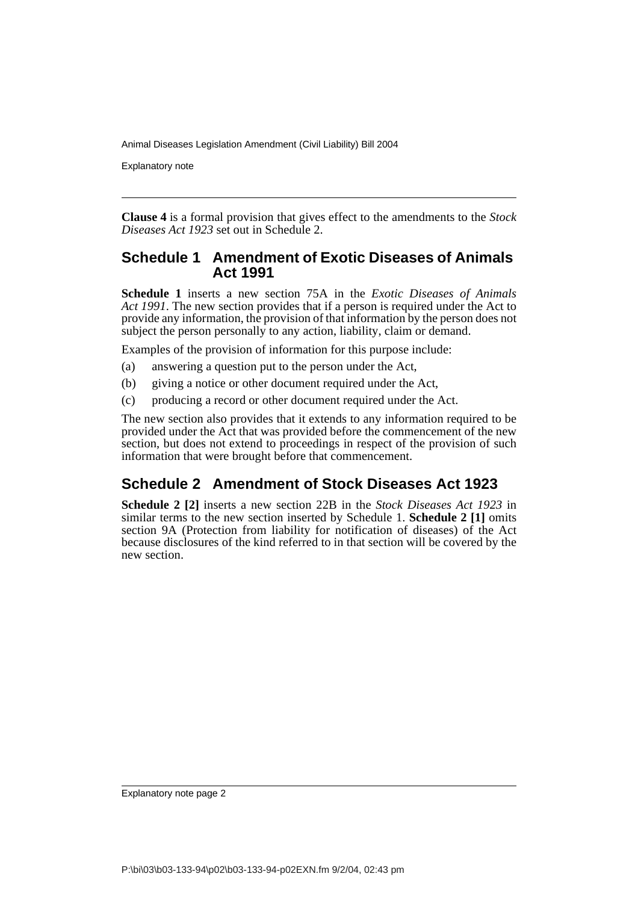**Clause 4** is a formal provision that gives effect to the amendments to the *Stock Diseases Act 1923* set out in Schedule 2.

## Schedule 1 Amendment of Exotic Diseases of Animals Act 1991

**Schedule 1** inserts a new section 75A in the *Exotic Diseases of Animals Act 1991*. The new section provides that if a person is required under the Act to provide any information, the provision of that information by the person does not subject the person personally to any action, liability, claim or demand.

Examples of the provision of information for this purpose include:

(a) answering a question put to the person under the Act,

(b) giving a notice or other document required under the Act,

(c) producing a record or other document required under the Act.

The new section also provides that it extends to any information required to be provided under the Act that was provided before the commencement of the new section, but does not extend to proceedings in respect of the provision of such information that were brought before that commencement.

## Schedule 2 Amendment of Stock Diseases Act 1923

**Schedule 2 [2]** inserts a new section 22B in the *Stock Diseases Act 1923* in similar terms to the new section inserted by Schedule 1. **Schedule 2 [1]** omits section 9A (Protection from liability for notification of diseases) of the Act because disclosures of the kind referred to in that section will be covered by the new section.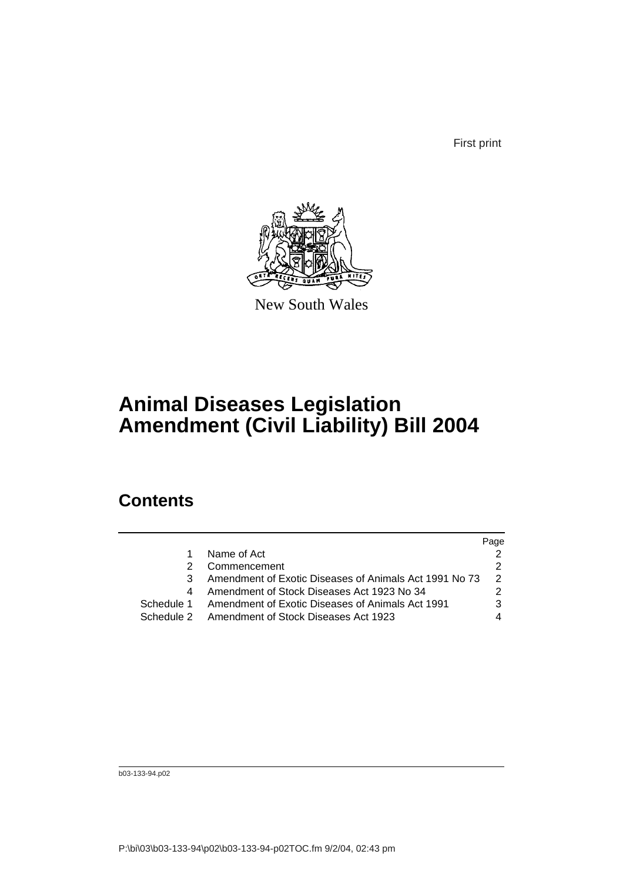First print

New South Wales

# Animal Diseases Legislation Amendment (Civil Liability) Bill 2004

## Contents

| | | Page |
|---|---|---|
| 1 | Name of Act | 2 |
| 2 | Commencement | 2 |
| 3 | Amendment of Exotic Diseases of Animals Act 1991 No 73 | 2 |
| 4 | Amendment of Stock Diseases Act 1923 No 34 | 2 |
| Schedule 1 | Amendment of Exotic Diseases of Animals Act 1991 | 3 |
| Schedule 2 | Amendment of Stock Diseases Act 1923 | 4 |

b03-133-94.p02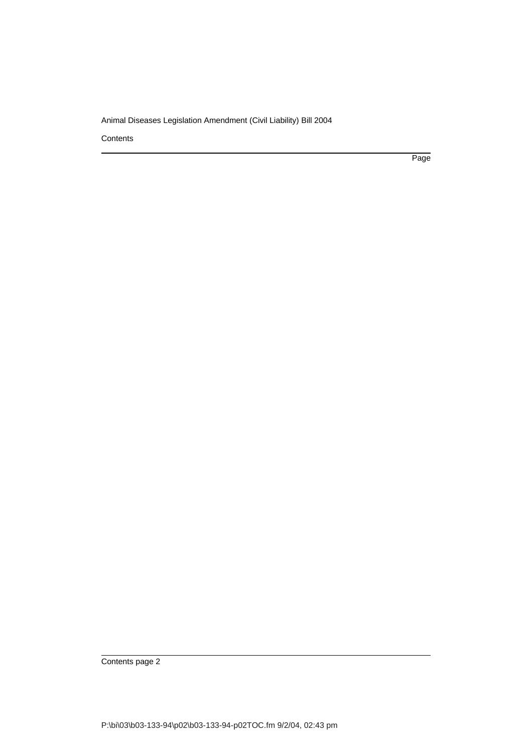Contents

Page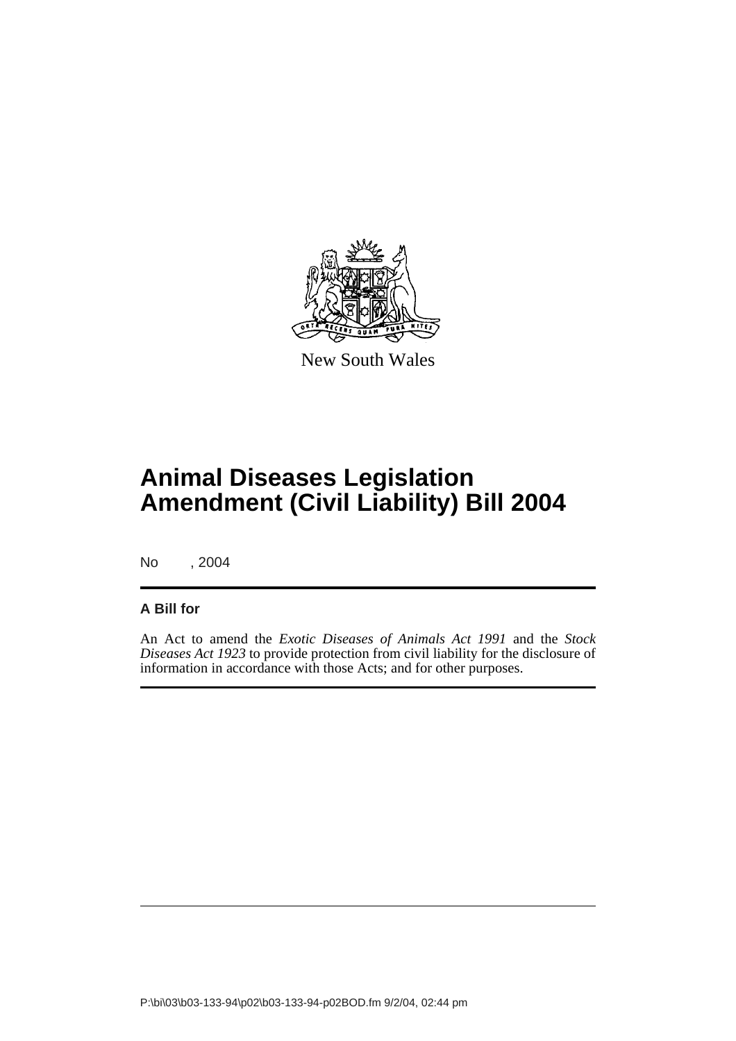New South Wales

# Animal Diseases Legislation Amendment (Civil Liability) Bill 2004

No , 2004

## A Bill for

An Act to amend the *Exotic Diseases of Animals Act 1991* and the *Stock Diseases Act 1923* to provide protection from civil liability for the disclosure of information in accordance with those Acts; and for other purposes.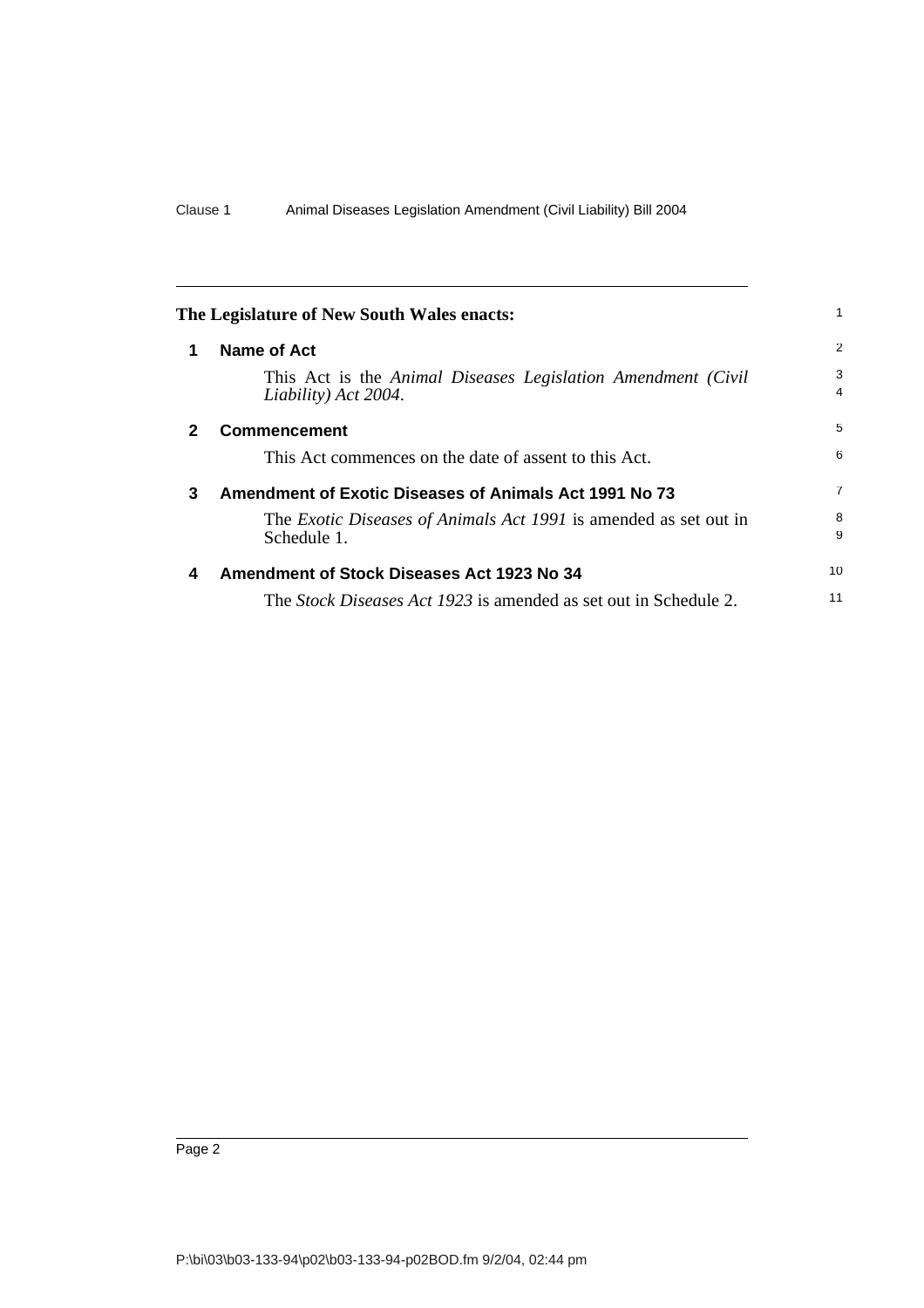**The Legislature of New South Wales enacts:**

## 1 Name of Act

This Act is the *Animal Diseases Legislation Amendment (Civil Liability) Act 2004*.

## 2 Commencement

This Act commences on the date of assent to this Act.

## 3 Amendment of Exotic Diseases of Animals Act 1991 No 73

The *Exotic Diseases of Animals Act 1991* is amended as set out in Schedule 1.

## 4 Amendment of Stock Diseases Act 1923 No 34

The *Stock Diseases Act 1923* is amended as set out in Schedule 2.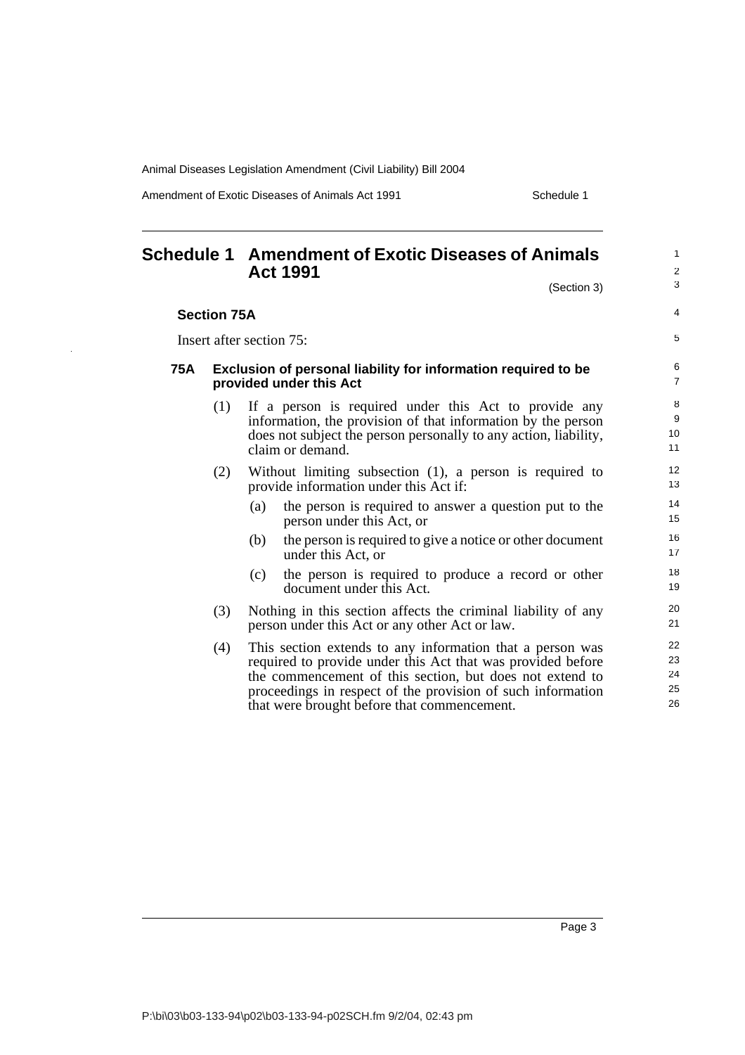# Schedule 1 Amendment of Exotic Diseases of Animals Act 1991

(Section 3)

**Section 75A**

Insert after section 75:

### 75A Exclusion of personal liability for information required to be provided under this Act

(1) If a person is required under this Act to provide any information, the provision of that information by the person does not subject the person personally to any action, liability, claim or demand.

(2) Without limiting subsection (1), a person is required to provide information under this Act if:

(a) the person is required to answer a question put to the person under this Act, or

(b) the person is required to give a notice or other document under this Act, or

(c) the person is required to produce a record or other document under this Act.

(3) Nothing in this section affects the criminal liability of any person under this Act or any other Act or law.

(4) This section extends to any information that a person was required to provide under this Act that was provided before the commencement of this section, but does not extend to proceedings in respect of the provision of such information that were brought before that commencement.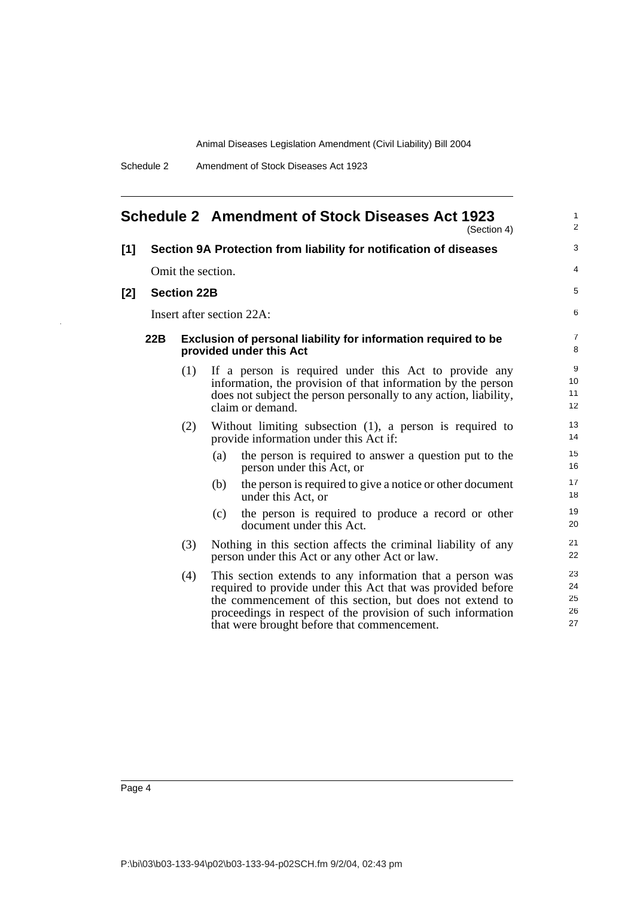## Schedule 2 Amendment of Stock Diseases Act 1923

(Section 4)

**[1] Section 9A Protection from liability for notification of diseases**

Omit the section.

**[2] Section 22B**

Insert after section 22A:

**22B Exclusion of personal liability for information required to be provided under this Act**

(1) If a person is required under this Act to provide any information, the provision of that information by the person does not subject the person personally to any action, liability, claim or demand.

(2) Without limiting subsection (1), a person is required to provide information under this Act if:

(a) the person is required to answer a question put to the person under this Act, or

(b) the person is required to give a notice or other document under this Act, or

(c) the person is required to produce a record or other document under this Act.

(3) Nothing in this section affects the criminal liability of any person under this Act or any other Act or law.

(4) This section extends to any information that a person was required to provide under this Act that was provided before the commencement of this section, but does not extend to proceedings in respect of the provision of such information that were brought before that commencement.